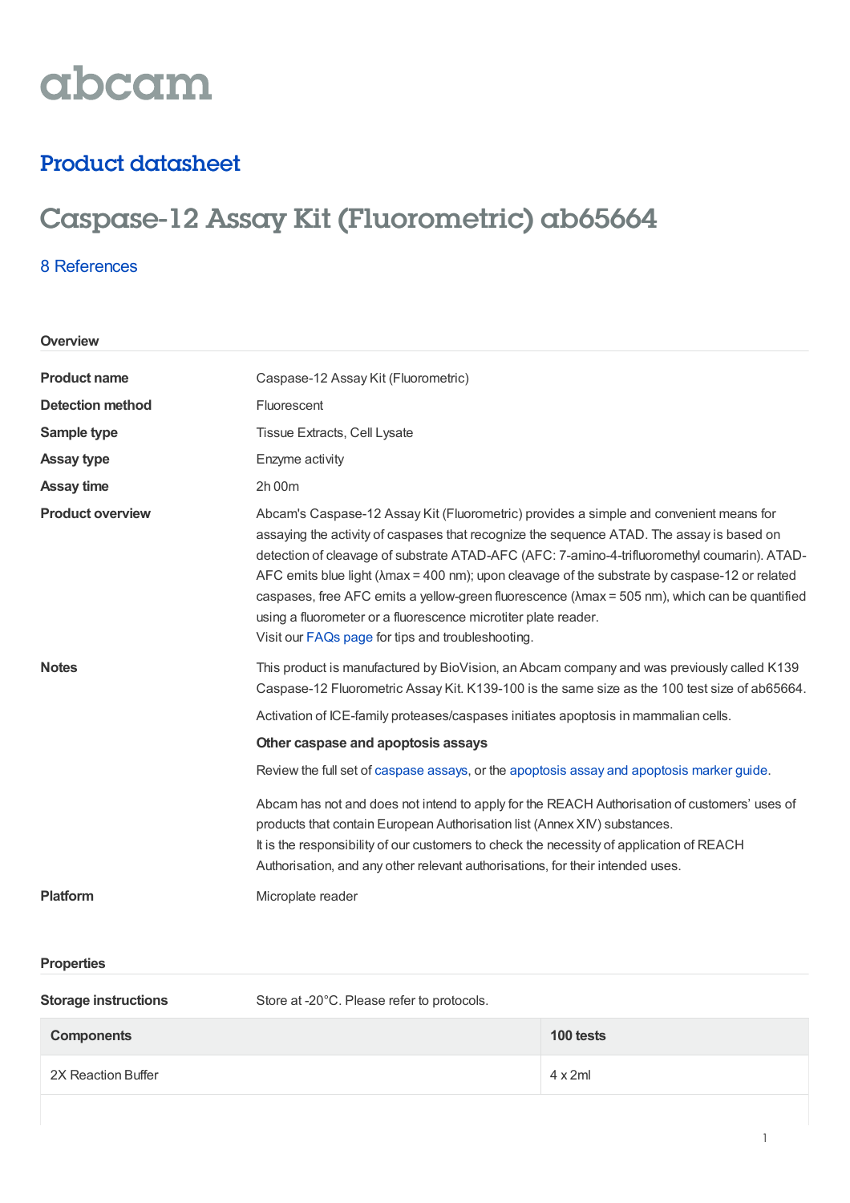# abcam

## Product datasheet

# Caspase-12 Assay Kit (Fluorometric) ab65664

8 References

### Overview

| | |
|---|---|
| **Product name** | Caspase-12 Assay Kit (Fluorometric) |
| **Detection method** | Fluorescent |
| **Sample type** | Tissue Extracts, Cell Lysate |
| **Assay type** | Enzyme activity |
| **Assay time** | 2h 00m |
| **Product overview** | Abcam's Caspase-12 Assay Kit (Fluorometric) provides a simple and convenient means for assaying the activity of caspases that recognize the sequence ATAD. The assay is based on detection of cleavage of substrate ATAD-AFC (AFC: 7-amino-4-trifluoromethyl coumarin). ATAD-AFC emits blue light (λmax = 400 nm); upon cleavage of the substrate by caspase-12 or related caspases, free AFC emits a yellow-green fluorescence (λmax = 505 nm), which can be quantified using a fluorometer or a fluorescence microtiter plate reader. Visit our FAQs page for tips and troubleshooting. |
| **Notes** | This product is manufactured by BioVision, an Abcam company and was previously called K139 Caspase-12 Fluorometric Assay Kit. K139-100 is the same size as the 100 test size of ab65664. Activation of ICE-family proteases/caspases initiates apoptosis in mammalian cells. **Other caspase and apoptosis assays** Review the full set of caspase assays, or the apoptosis assay and apoptosis marker guide. Abcam has not and does not intend to apply for the REACH Authorisation of customers' uses of products that contain European Authorisation list (Annex XIV) substances. It is the responsibility of our customers to check the necessity of application of REACH Authorisation, and any other relevant authorisations, for their intended uses. |
| **Platform** | Microplate reader |

### Properties

| | |
|---|---|
| **Storage instructions** | Store at -20°C. Please refer to protocols. |

| Components | 100 tests |
|---|---|
| 2X Reaction Buffer | 4 x 2ml |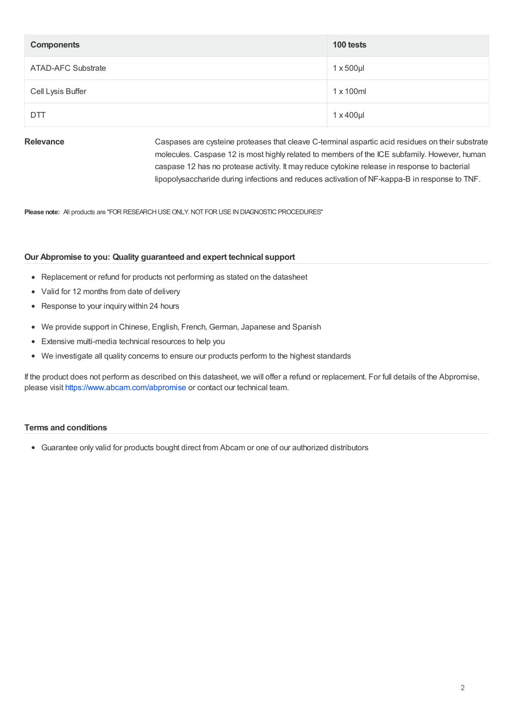| Components | 100 tests |
| --- | --- |
| ATAD-AFC Substrate | 1 x 500µl |
| Cell Lysis Buffer | 1 x 100ml |
| DTT | 1 x 400µl |

**Relevance**

Caspases are cysteine proteases that cleave C-terminal aspartic acid residues on their substrate molecules. Caspase 12 is most highly related to members of the ICE subfamily. However, human caspase 12 has no protease activity. It may reduce cytokine release in response to bacterial lipopolysaccharide during infections and reduces activation of NF-kappa-B in response to TNF.

**Please note:** All products are "FOR RESEARCH USE ONLY. NOT FOR USE IN DIAGNOSTIC PROCEDURES"

### Our Abpromise to you: Quality guaranteed and expert technical support

- Replacement or refund for products not performing as stated on the datasheet
- Valid for 12 months from date of delivery
- Response to your inquiry within 24 hours

- We provide support in Chinese, English, French, German, Japanese and Spanish
- Extensive multi-media technical resources to help you
- We investigate all quality concerns to ensure our products perform to the highest standards

If the product does not perform as described on this datasheet, we will offer a refund or replacement. For full details of the Abpromise, please visit https://www.abcam.com/abpromise or contact our technical team.

### Terms and conditions

- Guarantee only valid for products bought direct from Abcam or one of our authorized distributors